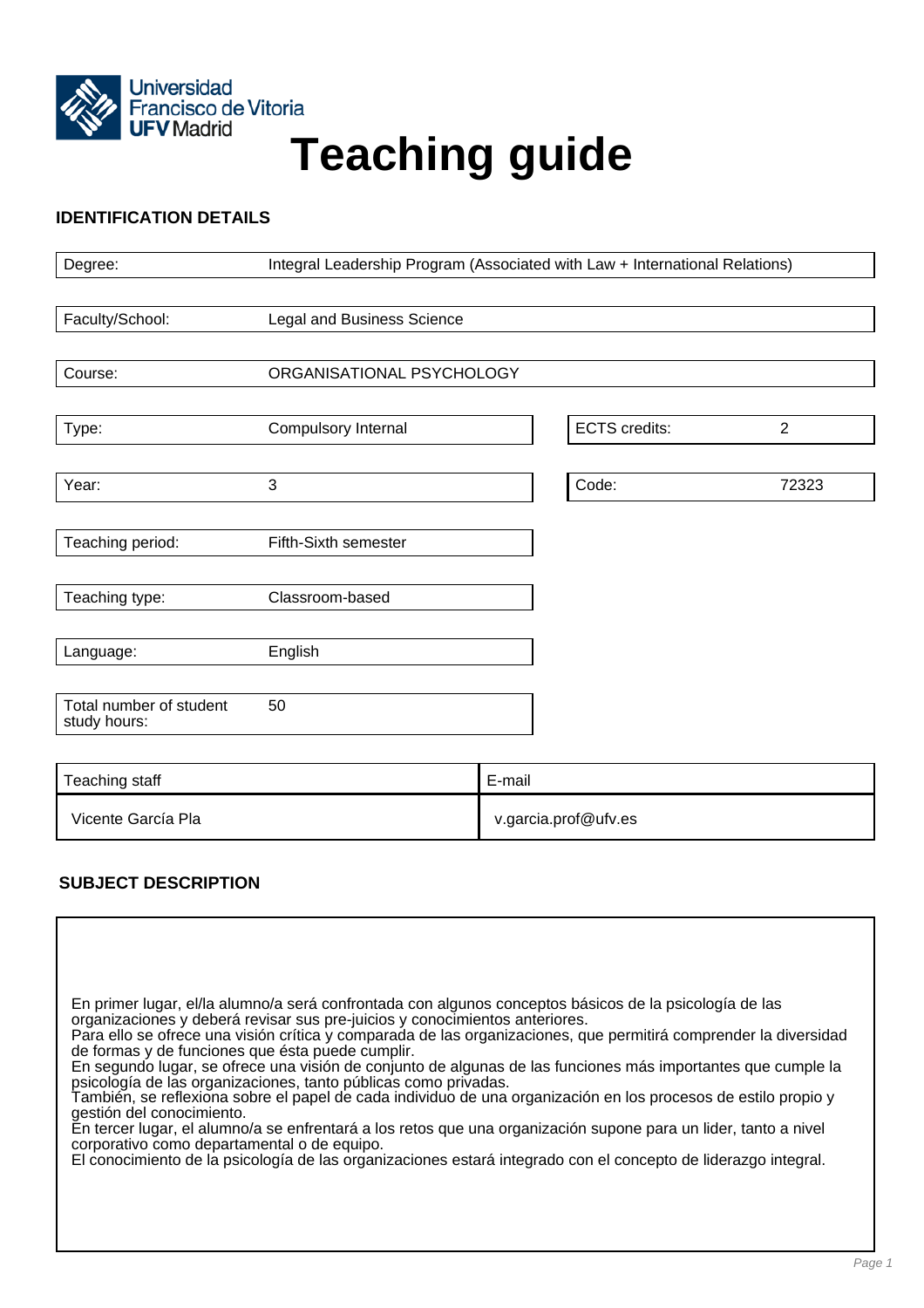Universidad Francisco de Vitoria
UFV Madrid

# Teaching guide

## IDENTIFICATION DETAILS

| | |
|---|---|
| Degree: | Integral Leadership Program (Associated with Law + International Relations) |
| Faculty/School: | Legal and Business Science |
| Course: | ORGANISATIONAL PSYCHOLOGY |

| | | | |
|---|---|---|---|
| Type: | Compulsory Internal | ECTS credits: | 2 |
| Year: | 3 | Code: | 72323 |
| Teaching period: | Fifth-Sixth semester | | |
| Teaching type: | Classroom-based | | |
| Language: | English | | |
| Total number of student study hours: | 50 | | |

| Teaching staff | E-mail |
|---|---|
| Vicente García Pla | v.garcia.prof@ufv.es |

## SUBJECT DESCRIPTION

En primer lugar, el/la alumno/a será confrontada con algunos conceptos básicos de la psicología de las organizaciones y deberá revisar sus pre-juicios y conocimientos anteriores.
Para ello se ofrece una visión crítica y comparada de las organizaciones, que permitirá comprender la diversidad de formas y de funciones que ésta puede cumplir.
En segundo lugar, se ofrece una visión de conjunto de algunas de las funciones más importantes que cumple la psicología de las organizaciones, tanto públicas como privadas.
También, se reflexiona sobre el papel de cada individuo de una organización en los procesos de estilo propio y gestión del conocimiento.
En tercer lugar, el alumno/a se enfrentará a los retos que una organización supone para un lider, tanto a nivel corporativo como departamental o de equipo.
El conocimiento de la psicología de las organizaciones estará integrado con el concepto de liderazgo integral.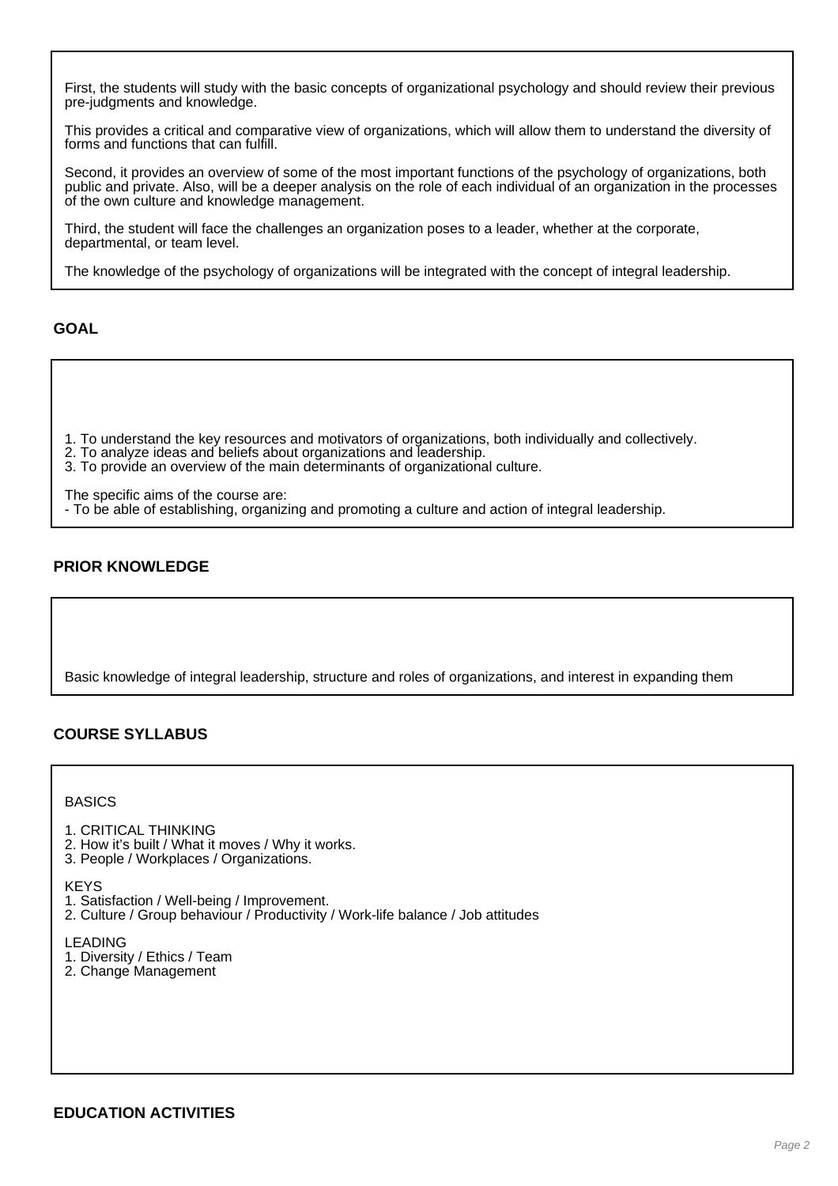First, the students will study with the basic concepts of organizational psychology and should review their previous pre-judgments and knowledge.

This provides a critical and comparative view of organizations, which will allow them to understand the diversity of forms and functions that can fulfill.

Second, it provides an overview of some of the most important functions of the psychology of organizations, both public and private. Also, will be a deeper analysis on the role of each individual of an organization in the processes of the own culture and knowledge management.

Third, the student will face the challenges an organization poses to a leader, whether at the corporate, departmental, or team level.

The knowledge of the psychology of organizations will be integrated with the concept of integral leadership.

## GOAL

1. To understand the key resources and motivators of organizations, both individually and collectively.
2. To analyze ideas and beliefs about organizations and leadership.
3. To provide an overview of the main determinants of organizational culture.

The specific aims of the course are:
- To be able of establishing, organizing and promoting a culture and action of integral leadership.

## PRIOR KNOWLEDGE

Basic knowledge of integral leadership, structure and roles of organizations, and interest in expanding them

## COURSE SYLLABUS

BASICS

1. CRITICAL THINKING
2. How it's built / What it moves / Why it works.
3. People / Workplaces / Organizations.

KEYS
1. Satisfaction / Well-being / Improvement.
2. Culture / Group behaviour / Productivity / Work-life balance / Job attitudes

LEADING
1. Diversity / Ethics / Team
2. Change Management

## EDUCATION ACTIVITIES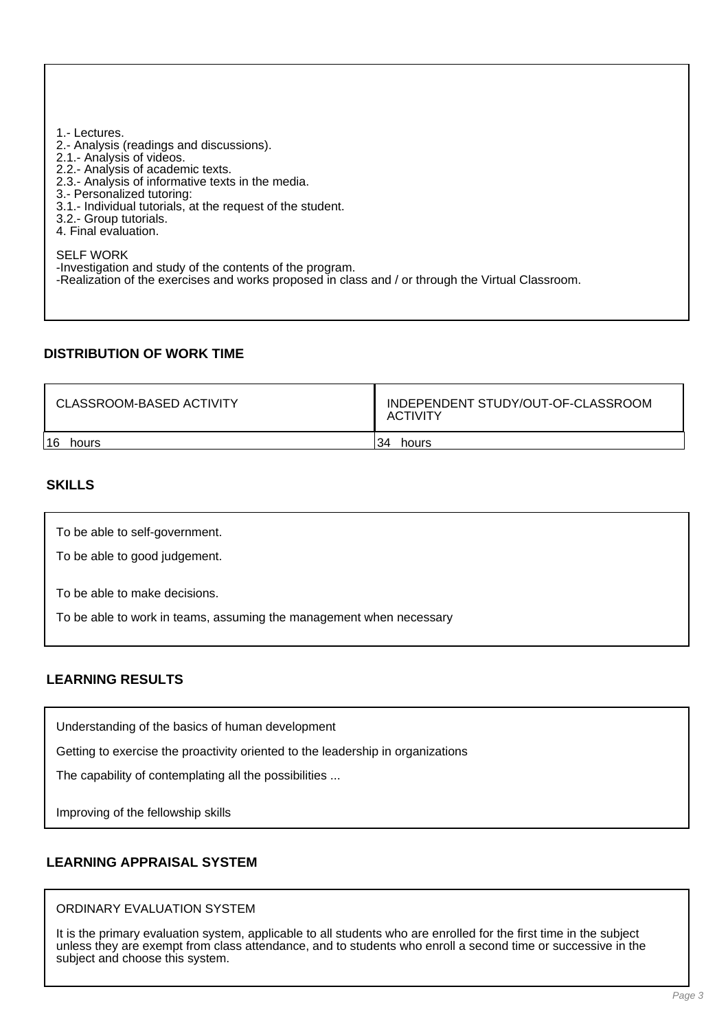1.- Lectures.
2.- Analysis (readings and discussions).
2.1.- Analysis of videos.
2.2.- Analysis of academic texts.
2.3.- Analysis of informative texts in the media.
3.- Personalized tutoring:
3.1.- Individual tutorials, at the request of the student.
3.2.- Group tutorials.
4. Final evaluation.

SELF WORK
-Investigation and study of the contents of the program.
-Realization of the exercises and works proposed in class and / or through the Virtual Classroom.

## DISTRIBUTION OF WORK TIME

| CLASSROOM-BASED ACTIVITY | INDEPENDENT STUDY/OUT-OF-CLASSROOM ACTIVITY |
|---|---|
| 16 hours | 34 hours |

## SKILLS

To be able to self-government.

To be able to good judgement.

To be able to make decisions.

To be able to work in teams, assuming the management when necessary

## LEARNING RESULTS

Understanding of the basics of human development

Getting to exercise the proactivity oriented to the leadership in organizations

The capability of contemplating all the possibilities ...

Improving of the fellowship skills

## LEARNING APPRAISAL SYSTEM

ORDINARY EVALUATION SYSTEM

It is the primary evaluation system, applicable to all students who are enrolled for the first time in the subject unless they are exempt from class attendance, and to students who enroll a second time or successive in the subject and choose this system.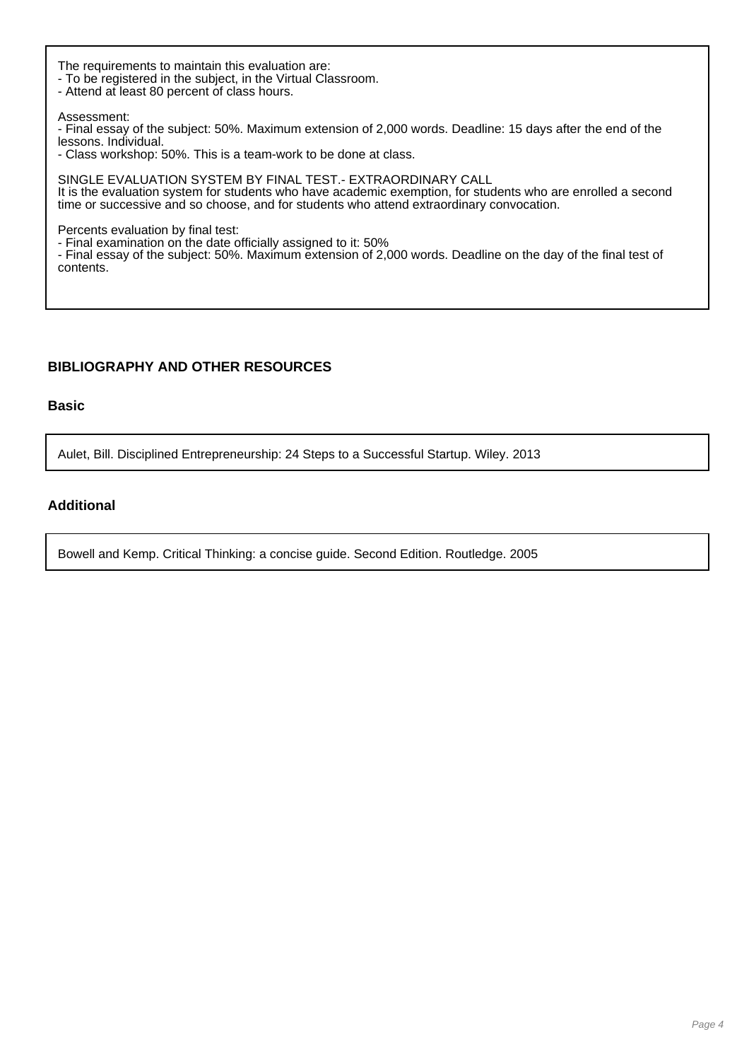The requirements to maintain this evaluation are:
- To be registered in the subject, in the Virtual Classroom.
- Attend at least 80 percent of class hours.

Assessment:
- Final essay of the subject: 50%. Maximum extension of 2,000 words. Deadline: 15 days after the end of the lessons. Individual.
- Class workshop: 50%. This is a team-work to be done at class.

SINGLE EVALUATION SYSTEM BY FINAL TEST.- EXTRAORDINARY CALL
It is the evaluation system for students who have academic exemption, for students who are enrolled a second time or successive and so choose, and for students who attend extraordinary convocation.

Percents evaluation by final test:
- Final examination on the date officially assigned to it: 50%
- Final essay of the subject: 50%. Maximum extension of 2,000 words. Deadline on the day of the final test of contents.

## BIBLIOGRAPHY AND OTHER RESOURCES

### Basic

Aulet, Bill. Disciplined Entrepreneurship: 24 Steps to a Successful Startup. Wiley. 2013

### Additional

Bowell and Kemp. Critical Thinking: a concise guide. Second Edition. Routledge. 2005